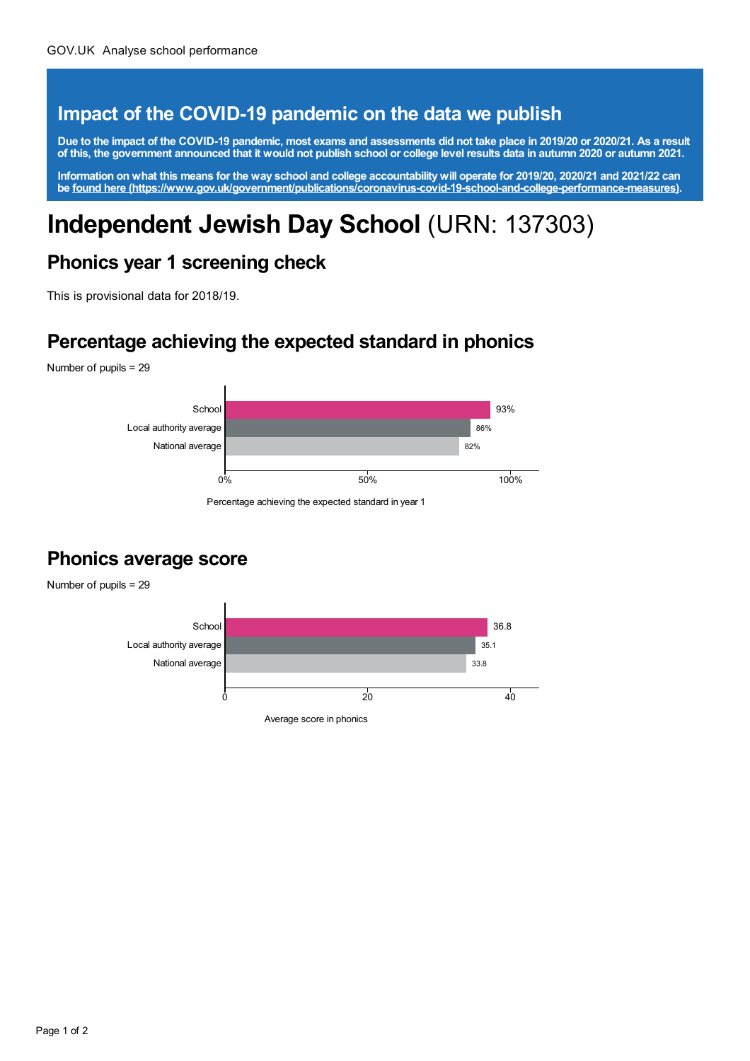## Impact of the COVID-19 pandemic on the data we publish

**Due to the impact of the COVID-19 pandemic, most exams and assessments did not take place in 2019/20 or 2020/21. As a result of this, the government announced that it would not publish school or college level results data in autumn 2020 or autumn 2021.**

**Information on what this means for the way school and college accountability will operate for 2019/20, 2020/21 and 2021/22 can be [found here (https://www.gov.uk/government/publications/coronavirus-covid-19-school-and-college-performance-measures)](https://www.gov.uk/government/publications/coronavirus-covid-19-school-and-college-performance-measures).**

# **Independent Jewish Day School** (URN: 137303)

## Phonics year 1 screening check

This is provisional data for 2018/19.

## Percentage achieving the expected standard in phonics

Number of pupils = 29

| | Percentage achieving the expected standard in year 1 |
|---|---|
| School | 93% |
| Local authority average | 86% |
| National average | 82% |

## Phonics average score

Number of pupils = 29

| | Average score in phonics |
|---|---|
| School | 36.8 |
| Local authority average | 35.1 |
| National average | 33.8 |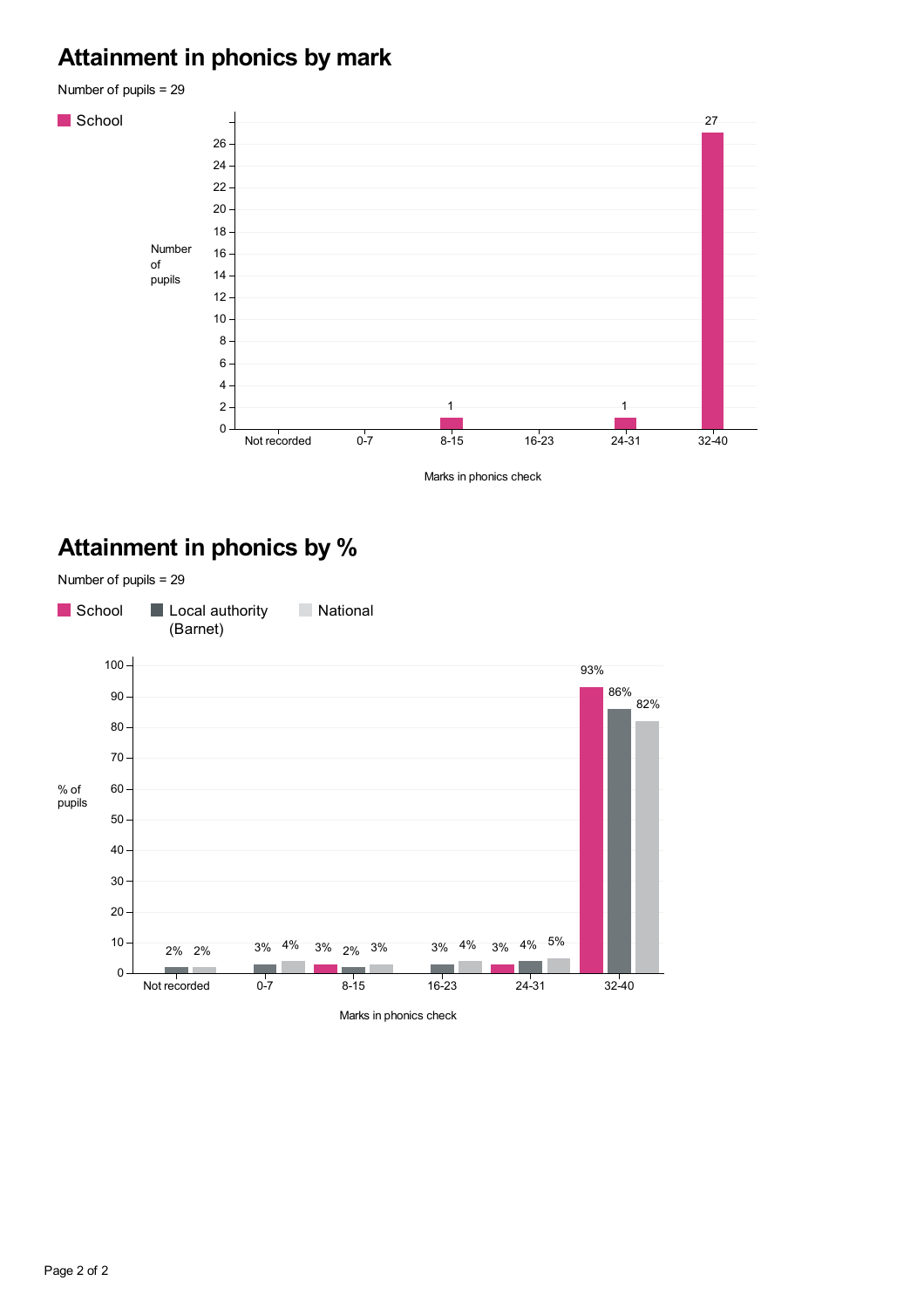## Attainment in phonics by mark

Number of pupils = 29

School

Number of pupils

26
24
22
20
18
16
14
12
10
8
6
4
2
0

1
1
27

Not recorded
0-7
8-15
16-23
24-31
32-40

Marks in phonics check

## Attainment in phonics by %

Number of pupils = 29

School
Local authority (Barnet)
National

% of pupils

100
90
80
70
60
50
40
30
20
10
0

2% 2%
3% 4%
3% 2% 3%
3% 4%
3% 4% 5%
93% 86% 82%

Not recorded
0-7
8-15
16-23
24-31
32-40

Marks in phonics check